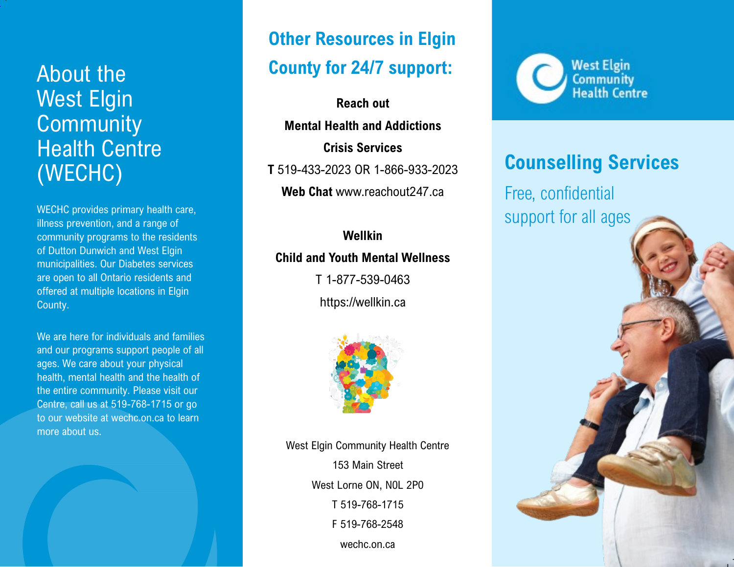# About the West Elgin Community Health Centre (WECHC)

WECHC provides primary health care, illness prevention, and a range of community programs to the residents of Dutton Dunwich and West Elgin municipalities. Our Diabetes services are open to all Ontario residents and offered at multiple locations in Elgin County.

We are here for individuals and families and our programs support people of all ages. We care about your physical health, mental health and the health of the entire community. Please visit our Centre, call us at 519-768-1715 or go to our website at wechc.on.ca to learn more about us.

## Other Resources in Elgin County for 24/7 support:

**Reach out**

**Mental Health and Addictions**

**Crisis Services**

**T** 519-433-2023 OR 1-866-933-2023

**Web Chat** www.reachout247.ca

**Wellkin**

**Child and Youth Mental Wellness**

T 1-877-539-0463

https://wellkin.ca

West Elgin Community Health Centre

153 Main Street

West Lorne ON, N0L 2P0

T 519-768-1715

F 519-768-2548

wechc.on.ca

West Elgin Community Health Centre

## Counselling Services

Free, confidential support for all ages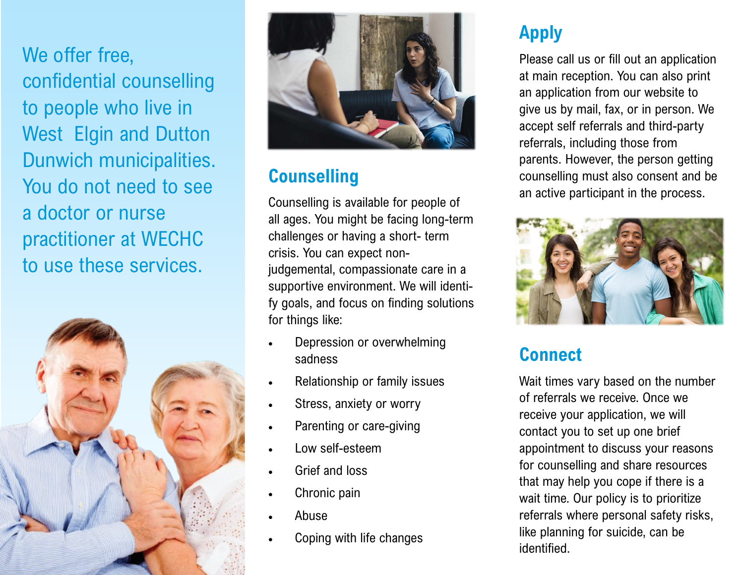We offer free, confidential counselling to people who live in West Elgin and Dutton Dunwich municipalities. You do not need to see a doctor or nurse practitioner at WECHC to use these services.

## Counselling

Counselling is available for people of all ages. You might be facing long-term challenges or having a short- term crisis. You can expect non-judgemental, compassionate care in a supportive environment. We will identify goals, and focus on finding solutions for things like:

- Depression or overwhelming sadness
- Relationship or family issues
- Stress, anxiety or worry
- Parenting or care-giving
- Low self-esteem
- Grief and loss
- Chronic pain
- Abuse
- Coping with life changes

## Apply

Please call us or fill out an application at main reception. You can also print an application from our website to give us by mail, fax, or in person. We accept self referrals and third-party referrals, including those from parents. However, the person getting counselling must also consent and be an active participant in the process.

## Connect

Wait times vary based on the number of referrals we receive. Once we receive your application, we will contact you to set up one brief appointment to discuss your reasons for counselling and share resources that may help you cope if there is a wait time. Our policy is to prioritize referrals where personal safety risks, like planning for suicide, can be identified.